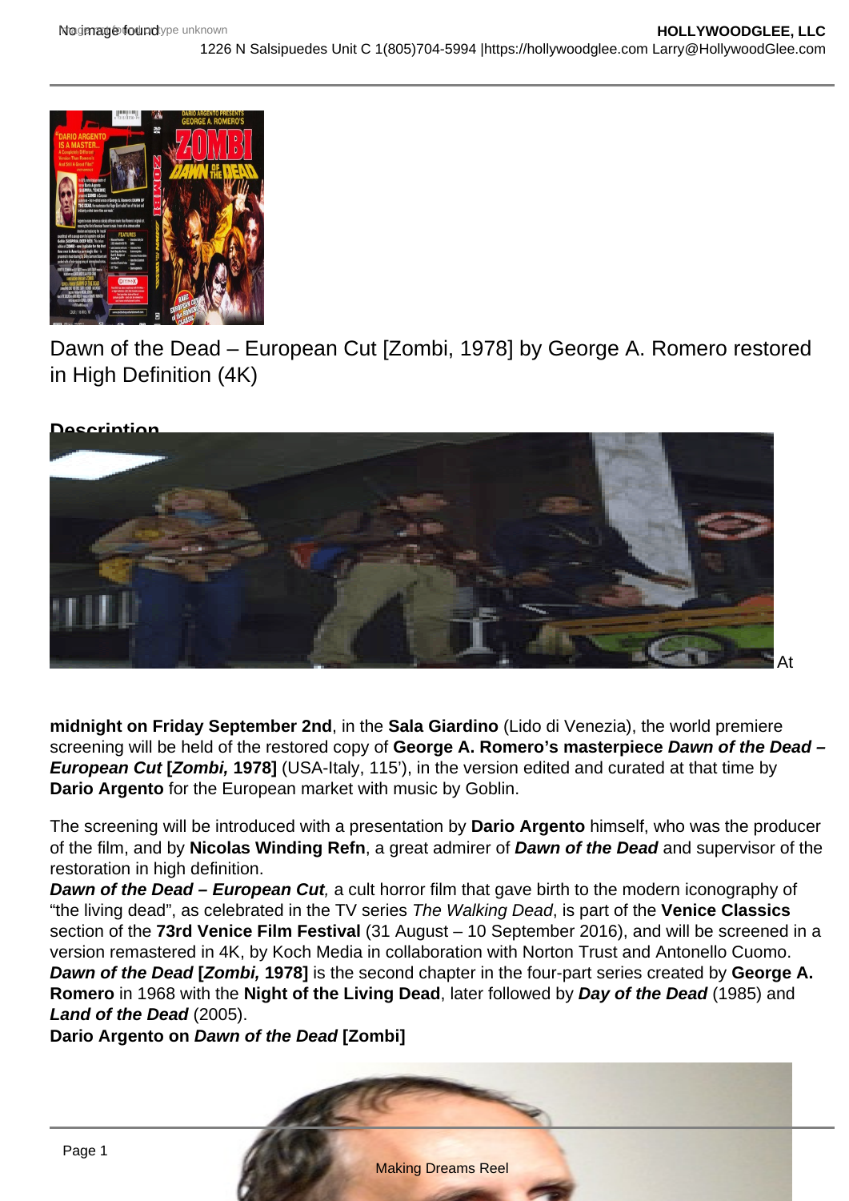Dawn of the Dead – European Cut [Zombi, 1978] by George A. Romero restored in High Definition (4K)

**Description**

At **midnight on Friday September 2nd**, in the **Sala Giardino** (Lido di Venezia), the world premiere screening will be held of the restored copy of **George A. Romero's masterpiece *Dawn of the Dead – European Cut* [*Zombi,* 1978]** (USA-Italy, 115'), in the version edited and curated at that time by **Dario Argento** for the European market with music by Goblin.

The screening will be introduced with a presentation by **Dario Argento** himself, who was the producer of the film, and by **Nicolas Winding Refn**, a great admirer of ***Dawn of the Dead*** and supervisor of the restoration in high definition.

***Dawn of the Dead – European Cut,*** a cult horror film that gave birth to the modern iconography of "the living dead", as celebrated in the TV series *The Walking Dead*, is part of the **Venice Classics** section of the **73rd Venice Film Festival** (31 August – 10 September 2016), and will be screened in a version remastered in 4K, by Koch Media in collaboration with Norton Trust and Antonello Cuomo.

***Dawn of the Dead* [*Zombi,* 1978]** is the second chapter in the four-part series created by **George A. Romero** in 1968 with the **Night of the Living Dead**, later followed by ***Day of the Dead*** (1985) and ***Land of the Dead*** (2005).

**Dario Argento on *Dawn of the Dead* [Zombi]**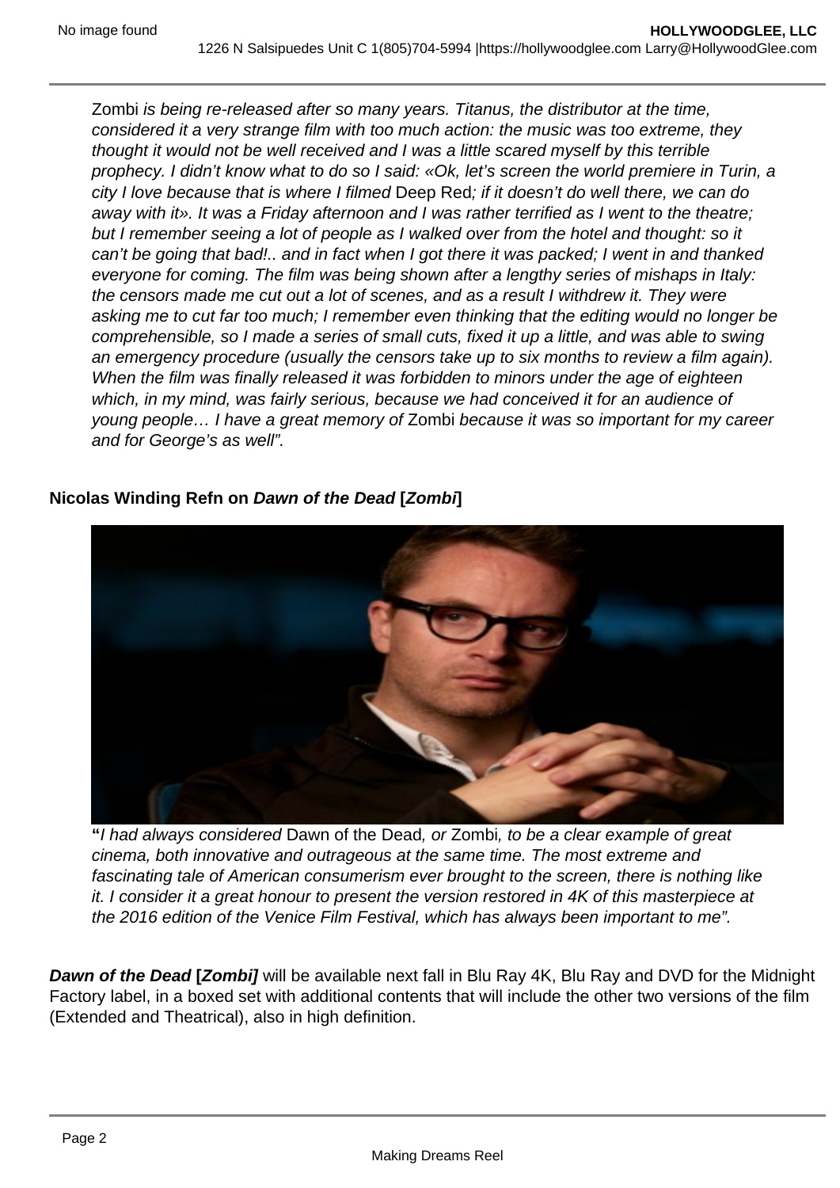*Zombi is being re-released after so many years. Titanus, the distributor at the time, considered it a very strange film with too much action: the music was too extreme, they thought it would not be well received and I was a little scared myself by this terrible prophecy. I didn't know what to do so I said: «Ok, let's screen the world premiere in Turin, a city I love because that is where I filmed* Deep Red*; if it doesn't do well there, we can do away with it». It was a Friday afternoon and I was rather terrified as I went to the theatre; but I remember seeing a lot of people as I walked over from the hotel and thought: so it can't be going that bad!.. and in fact when I got there it was packed; I went in and thanked everyone for coming. The film was being shown after a lengthy series of mishaps in Italy: the censors made me cut out a lot of scenes, and as a result I withdrew it. They were asking me to cut far too much; I remember even thinking that the editing would no longer be comprehensible, so I made a series of small cuts, fixed it up a little, and was able to swing an emergency procedure (usually the censors take up to six months to review a film again). When the film was finally released it was forbidden to minors under the age of eighteen which, in my mind, was fairly serious, because we had conceived it for an audience of young people… I have a great memory of* Zombi *because it was so important for my career and for George's as well".*

**Nicolas Winding Refn on *Dawn of the Dead* [*Zombi*]**

**"***I had always considered* Dawn of the Dead*, or* Zombi*, to be a clear example of great cinema, both innovative and outrageous at the same time. The most extreme and fascinating tale of American consumerism ever brought to the screen, there is nothing like it. I consider it a great honour to present the version restored in 4K of this masterpiece at the 2016 edition of the Venice Film Festival, which has always been important to me".*

***Dawn of the Dead* [*Zombi*]** will be available next fall in Blu Ray 4K, Blu Ray and DVD for the Midnight Factory label, in a boxed set with additional contents that will include the other two versions of the film (Extended and Theatrical), also in high definition.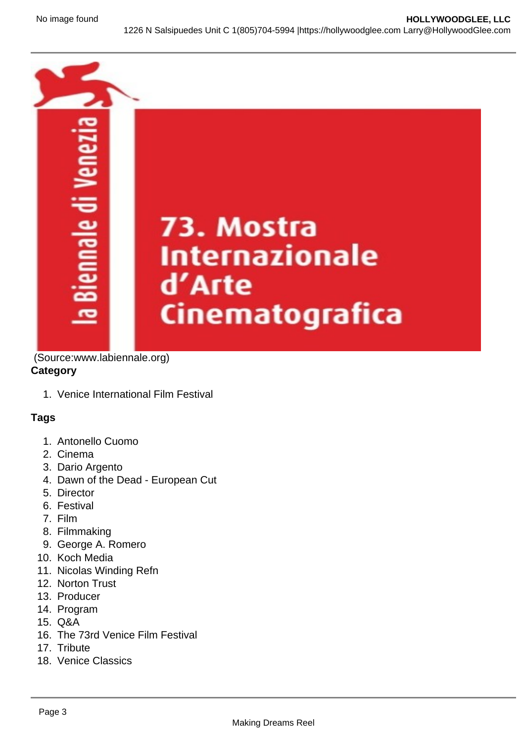(Source:www.labiennale.org)

**Category**

1. Venice International Film Festival

**Tags**

1. Antonello Cuomo
2. Cinema
3. Dario Argento
4. Dawn of the Dead - European Cut
5. Director
6. Festival
7. Film
8. Filmmaking
9. George A. Romero
10. Koch Media
11. Nicolas Winding Refn
12. Norton Trust
13. Producer
14. Program
15. Q&A
16. The 73rd Venice Film Festival
17. Tribute
18. Venice Classics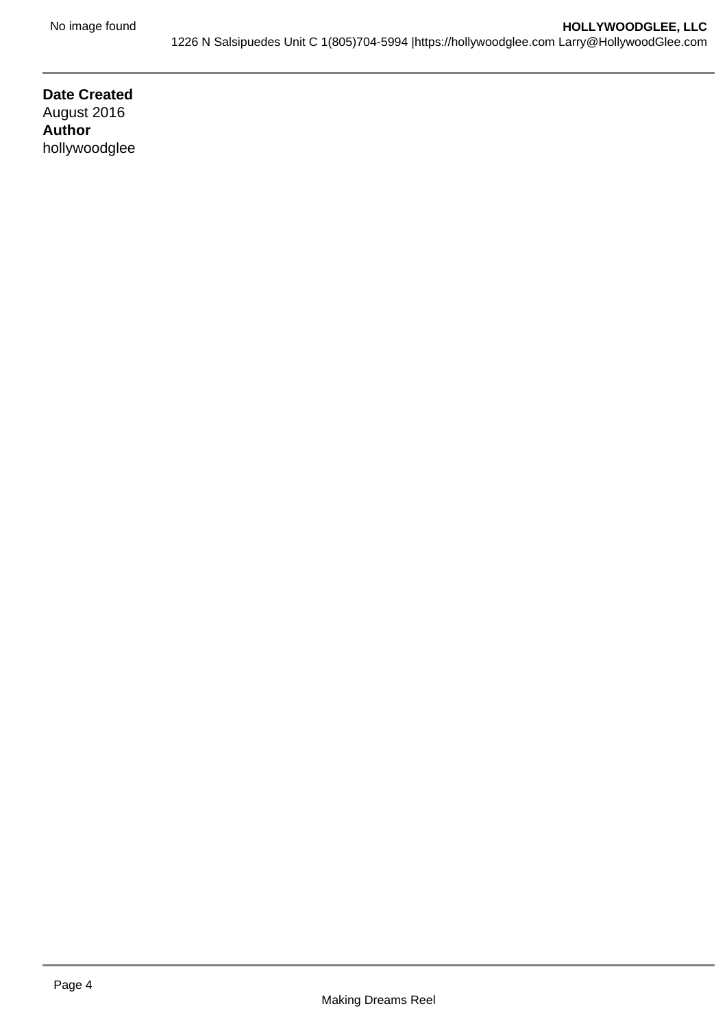**Date Created**
August 2016
**Author**
hollywoodglee